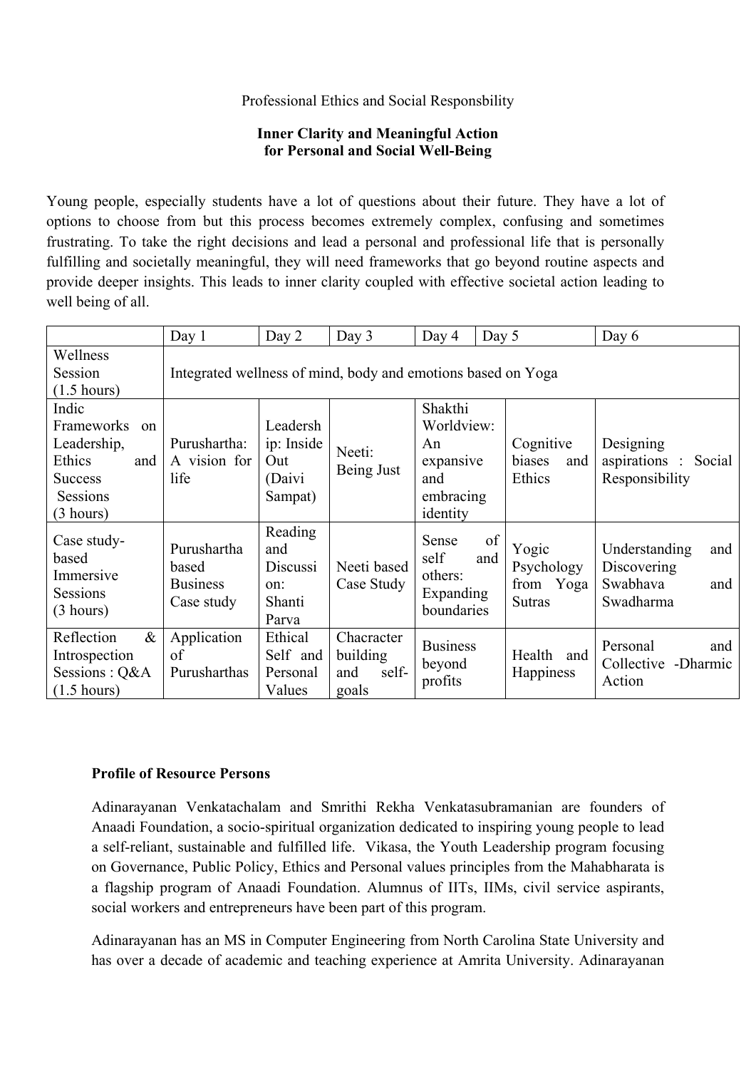Professional Ethics and Social Responsbility

**Inner Clarity and Meaningful Action for Personal and Social Well-Being**

Young people, especially students have a lot of questions about their future. They have a lot of options to choose from but this process becomes extremely complex, confusing and sometimes frustrating. To take the right decisions and lead a personal and professional life that is personally fulfilling and societally meaningful, they will need frameworks that go beyond routine aspects and provide deeper insights. This leads to inner clarity coupled with effective societal action leading to well being of all.

| | Day 1 | Day 2 | Day 3 | Day 4 | Day 5 | Day 6 |
|---|---|---|---|---|---|---|
| Wellness Session (1.5 hours) | Integrated wellness of mind, body and emotions based on Yoga | | | | | |
| Indic Frameworks on Leadership, Ethics and Success Sessions (3 hours) | Purushartha: A vision for life | Leadership: Inside Out (Daivi Sampat) | Neeti: Being Just | Shakthi Worldview: An expansive and embracing identity | Cognitive biases and Ethics | Designing aspirations : Social Responsibility |
| Case study-based Immersive Sessions (3 hours) | Purushartha based Business Case study | Reading and Discussion: Shanti Parva | Neeti based Case Study | Sense of self and others: Expanding boundaries | Yogic Psychology from Yoga Sutras | Understanding and Discovering Swabhava and Swadharma |
| Reflection & Introspection Sessions : Q&A (1.5 hours) | Application of Purusharthas | Ethical Self and Personal Values | Chacracter building and self-goals | Business beyond profits | Health and Happiness | Personal and Collective -Dharmic Action |

**Profile of Resource Persons**

Adinarayanan Venkatachalam and Smrithi Rekha Venkatasubramanian are founders of Anaadi Foundation, a socio-spiritual organization dedicated to inspiring young people to lead a self-reliant, sustainable and fulfilled life. Vikasa, the Youth Leadership program focusing on Governance, Public Policy, Ethics and Personal values principles from the Mahabharata is a flagship program of Anaadi Foundation. Alumnus of IITs, IIMs, civil service aspirants, social workers and entrepreneurs have been part of this program.

Adinarayanan has an MS in Computer Engineering from North Carolina State University and has over a decade of academic and teaching experience at Amrita University. Adinarayanan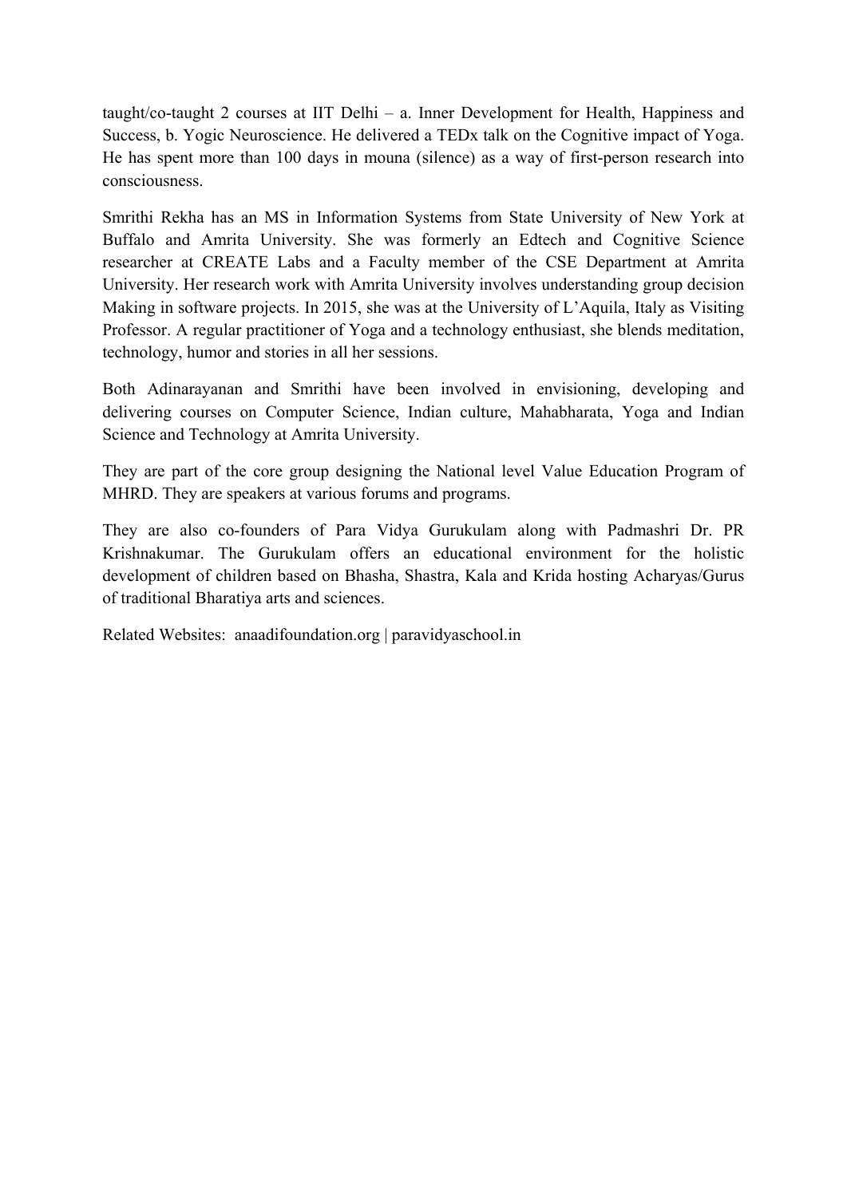taught/co-taught 2 courses at IIT Delhi – a. Inner Development for Health, Happiness and Success, b. Yogic Neuroscience. He delivered a TEDx talk on the Cognitive impact of Yoga. He has spent more than 100 days in mouna (silence) as a way of first-person research into consciousness.

Smrithi Rekha has an MS in Information Systems from State University of New York at Buffalo and Amrita University. She was formerly an Edtech and Cognitive Science researcher at CREATE Labs and a Faculty member of the CSE Department at Amrita University. Her research work with Amrita University involves understanding group decision Making in software projects. In 2015, she was at the University of L'Aquila, Italy as Visiting Professor. A regular practitioner of Yoga and a technology enthusiast, she blends meditation, technology, humor and stories in all her sessions.

Both Adinarayanan and Smrithi have been involved in envisioning, developing and delivering courses on Computer Science, Indian culture, Mahabharata, Yoga and Indian Science and Technology at Amrita University.

They are part of the core group designing the National level Value Education Program of MHRD. They are speakers at various forums and programs.

They are also co-founders of Para Vidya Gurukulam along with Padmashri Dr. PR Krishnakumar. The Gurukulam offers an educational environment for the holistic development of children based on Bhasha, Shastra, Kala and Krida hosting Acharyas/Gurus of traditional Bharatiya arts and sciences.

Related Websites: anaadifoundation.org | paravidyaschool.in